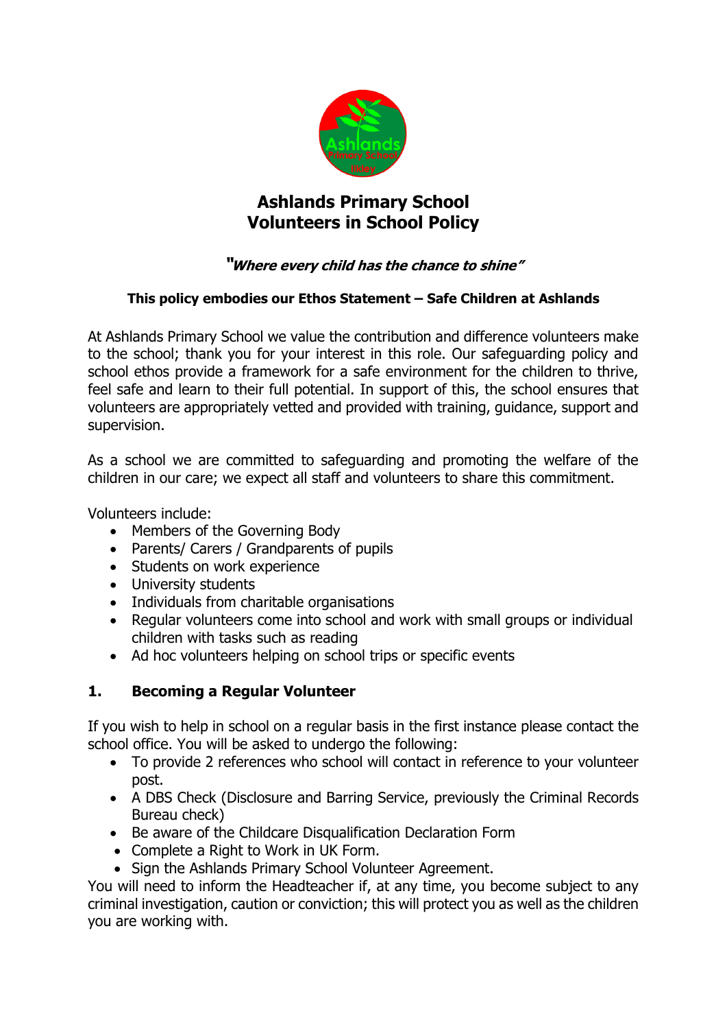# Ashlands Primary School
# Volunteers in School Policy

***"Where every child has the chance to shine"***

**This policy embodies our Ethos Statement – Safe Children at Ashlands**

At Ashlands Primary School we value the contribution and difference volunteers make to the school; thank you for your interest in this role. Our safeguarding policy and school ethos provide a framework for a safe environment for the children to thrive, feel safe and learn to their full potential. In support of this, the school ensures that volunteers are appropriately vetted and provided with training, guidance, support and supervision.

As a school we are committed to safeguarding and promoting the welfare of the children in our care; we expect all staff and volunteers to share this commitment.

Volunteers include:

- Members of the Governing Body
- Parents/ Carers / Grandparents of pupils
- Students on work experience
- University students
- Individuals from charitable organisations
- Regular volunteers come into school and work with small groups or individual children with tasks such as reading
- Ad hoc volunteers helping on school trips or specific events

## 1. Becoming a Regular Volunteer

If you wish to help in school on a regular basis in the first instance please contact the school office. You will be asked to undergo the following:

- To provide 2 references who school will contact in reference to your volunteer post.
- A DBS Check (Disclosure and Barring Service, previously the Criminal Records Bureau check)
- Be aware of the Childcare Disqualification Declaration Form
- Complete a Right to Work in UK Form.
- Sign the Ashlands Primary School Volunteer Agreement.

You will need to inform the Headteacher if, at any time, you become subject to any criminal investigation, caution or conviction; this will protect you as well as the children you are working with.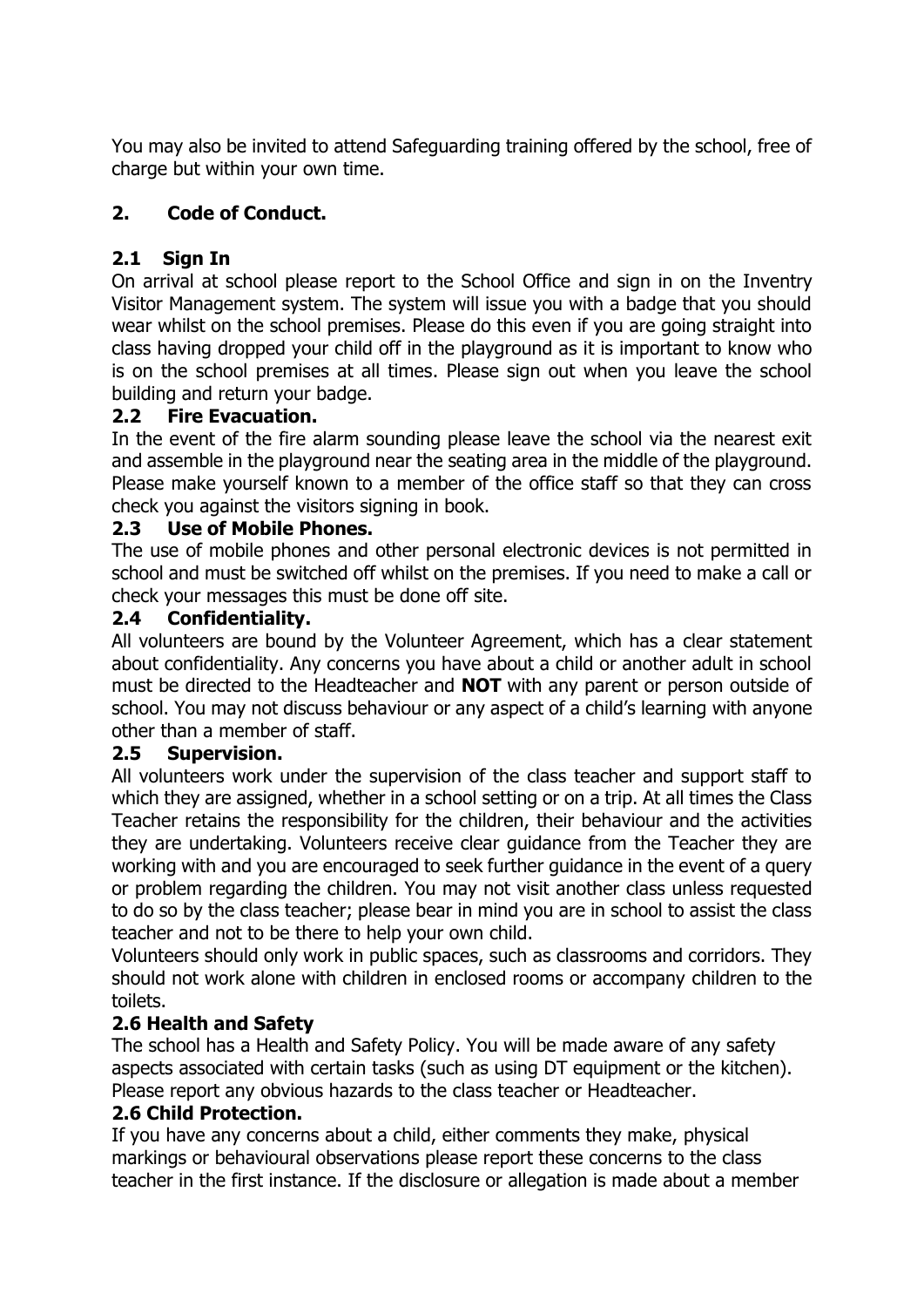You may also be invited to attend Safeguarding training offered by the school, free of charge but within your own time.

## 2. Code of Conduct.

### 2.1 Sign In

On arrival at school please report to the School Office and sign in on the Inventry Visitor Management system. The system will issue you with a badge that you should wear whilst on the school premises. Please do this even if you are going straight into class having dropped your child off in the playground as it is important to know who is on the school premises at all times. Please sign out when you leave the school building and return your badge.

### 2.2 Fire Evacuation.

In the event of the fire alarm sounding please leave the school via the nearest exit and assemble in the playground near the seating area in the middle of the playground. Please make yourself known to a member of the office staff so that they can cross check you against the visitors signing in book.

### 2.3 Use of Mobile Phones.

The use of mobile phones and other personal electronic devices is not permitted in school and must be switched off whilst on the premises. If you need to make a call or check your messages this must be done off site.

### 2.4 Confidentiality.

All volunteers are bound by the Volunteer Agreement, which has a clear statement about confidentiality. Any concerns you have about a child or another adult in school must be directed to the Headteacher and **NOT** with any parent or person outside of school. You may not discuss behaviour or any aspect of a child's learning with anyone other than a member of staff.

### 2.5 Supervision.

All volunteers work under the supervision of the class teacher and support staff to which they are assigned, whether in a school setting or on a trip. At all times the Class Teacher retains the responsibility for the children, their behaviour and the activities they are undertaking. Volunteers receive clear guidance from the Teacher they are working with and you are encouraged to seek further guidance in the event of a query or problem regarding the children. You may not visit another class unless requested to do so by the class teacher; please bear in mind you are in school to assist the class teacher and not to be there to help your own child.

Volunteers should only work in public spaces, such as classrooms and corridors. They should not work alone with children in enclosed rooms or accompany children to the toilets.

### 2.6 Health and Safety

The school has a Health and Safety Policy. You will be made aware of any safety aspects associated with certain tasks (such as using DT equipment or the kitchen). Please report any obvious hazards to the class teacher or Headteacher.

### 2.6 Child Protection.

If you have any concerns about a child, either comments they make, physical markings or behavioural observations please report these concerns to the class teacher in the first instance. If the disclosure or allegation is made about a member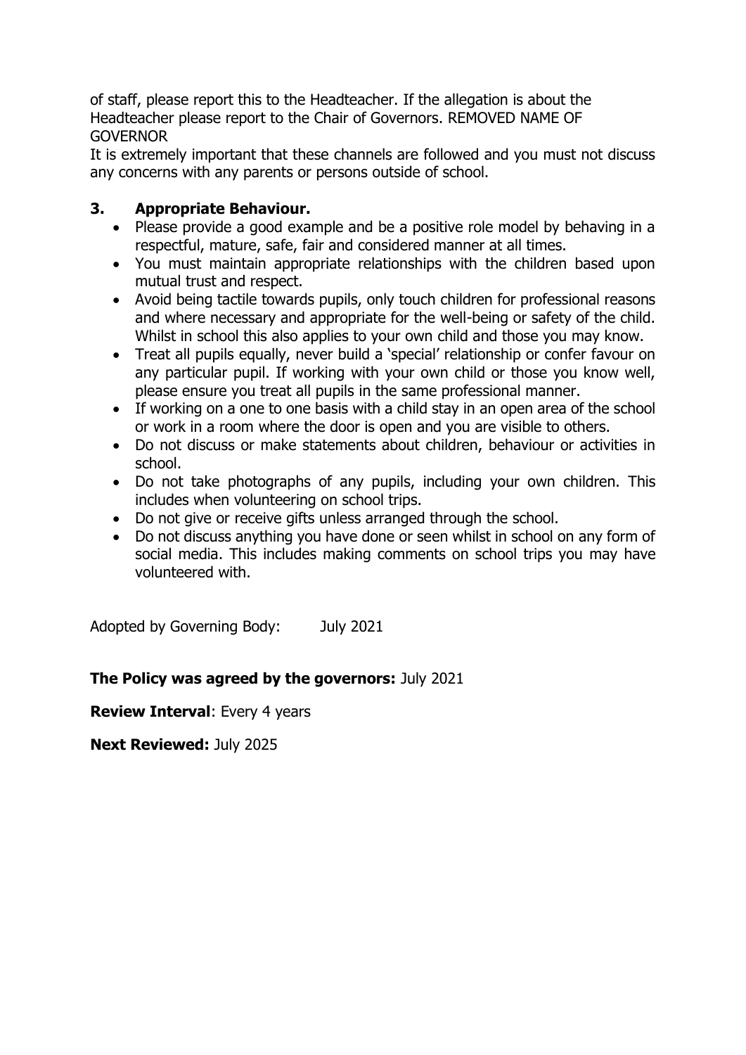of staff, please report this to the Headteacher. If the allegation is about the Headteacher please report to the Chair of Governors. REMOVED NAME OF GOVERNOR

It is extremely important that these channels are followed and you must not discuss any concerns with any parents or persons outside of school.

## 3. Appropriate Behaviour.

- Please provide a good example and be a positive role model by behaving in a respectful, mature, safe, fair and considered manner at all times.
- You must maintain appropriate relationships with the children based upon mutual trust and respect.
- Avoid being tactile towards pupils, only touch children for professional reasons and where necessary and appropriate for the well-being or safety of the child. Whilst in school this also applies to your own child and those you may know.
- Treat all pupils equally, never build a 'special' relationship or confer favour on any particular pupil. If working with your own child or those you know well, please ensure you treat all pupils in the same professional manner.
- If working on a one to one basis with a child stay in an open area of the school or work in a room where the door is open and you are visible to others.
- Do not discuss or make statements about children, behaviour or activities in school.
- Do not take photographs of any pupils, including your own children. This includes when volunteering on school trips.
- Do not give or receive gifts unless arranged through the school.
- Do not discuss anything you have done or seen whilst in school on any form of social media. This includes making comments on school trips you may have volunteered with.

Adopted by Governing Body: July 2021

**The Policy was agreed by the governors:** July 2021

**Review Interval**: Every 4 years

**Next Reviewed:** July 2025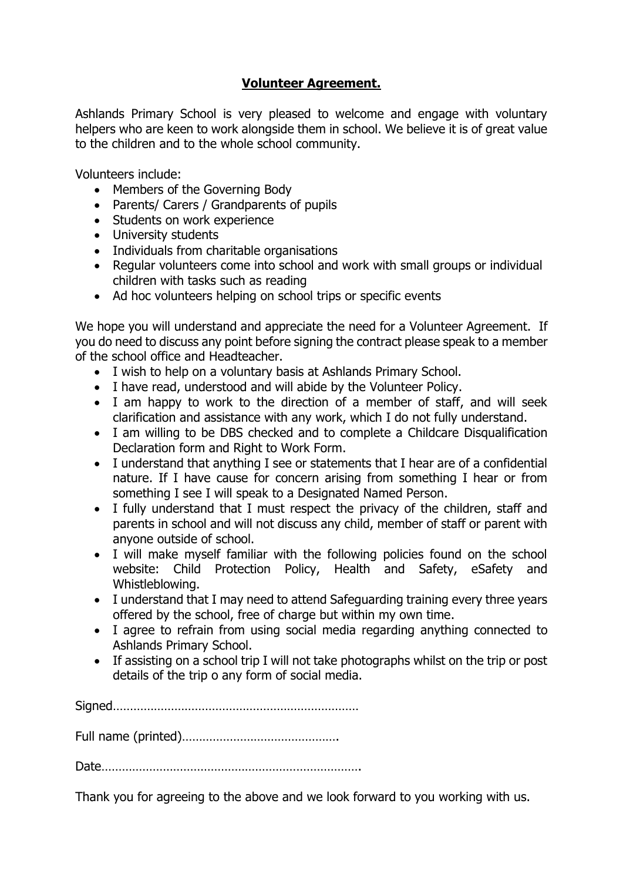# **Volunteer Agreement.**

Ashlands Primary School is very pleased to welcome and engage with voluntary helpers who are keen to work alongside them in school. We believe it is of great value to the children and to the whole school community.

Volunteers include:

- Members of the Governing Body
- Parents/ Carers / Grandparents of pupils
- Students on work experience
- University students
- Individuals from charitable organisations
- Regular volunteers come into school and work with small groups or individual children with tasks such as reading
- Ad hoc volunteers helping on school trips or specific events

We hope you will understand and appreciate the need for a Volunteer Agreement. If you do need to discuss any point before signing the contract please speak to a member of the school office and Headteacher.

- I wish to help on a voluntary basis at Ashlands Primary School.
- I have read, understood and will abide by the Volunteer Policy.
- I am happy to work to the direction of a member of staff, and will seek clarification and assistance with any work, which I do not fully understand.
- I am willing to be DBS checked and to complete a Childcare Disqualification Declaration form and Right to Work Form.
- I understand that anything I see or statements that I hear are of a confidential nature. If I have cause for concern arising from something I hear or from something I see I will speak to a Designated Named Person.
- I fully understand that I must respect the privacy of the children, staff and parents in school and will not discuss any child, member of staff or parent with anyone outside of school.
- I will make myself familiar with the following policies found on the school website: Child Protection Policy, Health and Safety, eSafety and Whistleblowing.
- I understand that I may need to attend Safeguarding training every three years offered by the school, free of charge but within my own time.
- I agree to refrain from using social media regarding anything connected to Ashlands Primary School.
- If assisting on a school trip I will not take photographs whilst on the trip or post details of the trip o any form of social media.

Signed………………………………………………………………

Full name (printed)……………………………………….

Date…………………………………………………………………..

Thank you for agreeing to the above and we look forward to you working with us.